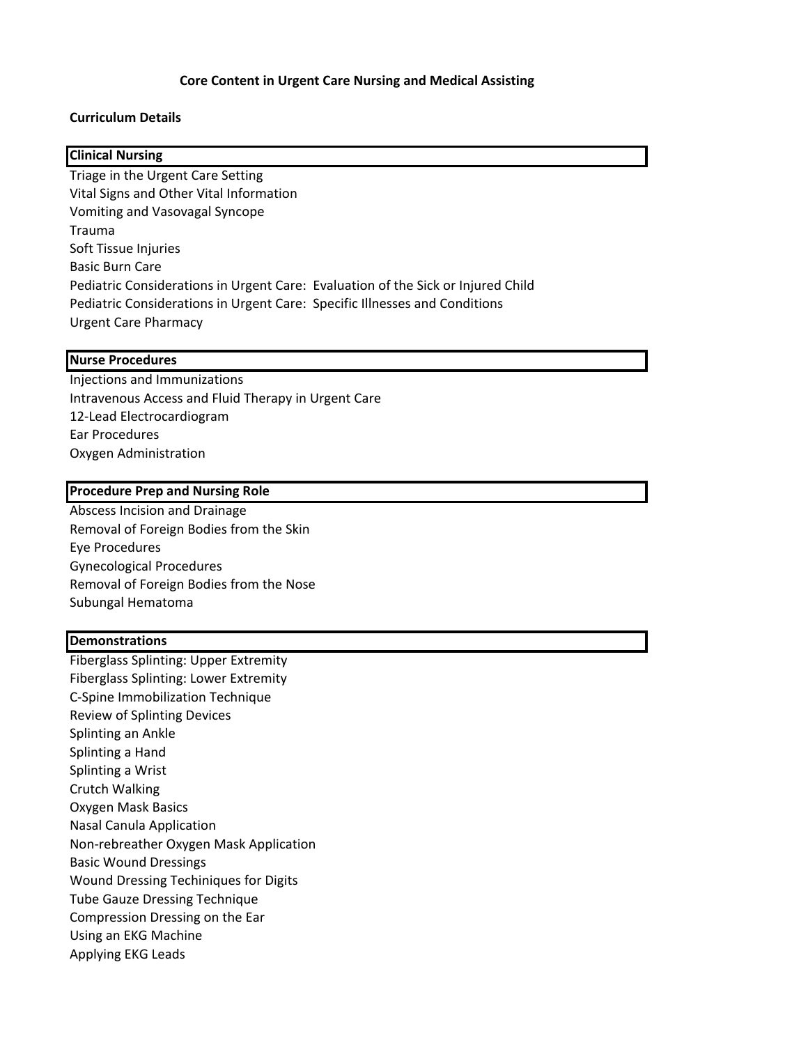# Core Content in Urgent Care Nursing and Medical Assisting

## Curriculum Details

### Clinical Nursing

Triage in the Urgent Care Setting
Vital Signs and Other Vital Information
Vomiting and Vasovagal Syncope
Trauma
Soft Tissue Injuries
Basic Burn Care
Pediatric Considerations in Urgent Care:  Evaluation of the Sick or Injured Child
Pediatric Considerations in Urgent Care:  Specific Illnesses and Conditions
Urgent Care Pharmacy

### Nurse Procedures

Injections and Immunizations
Intravenous Access and Fluid Therapy in Urgent Care
12-Lead Electrocardiogram
Ear Procedures
Oxygen Administration

### Procedure Prep and Nursing Role

Abscess Incision and Drainage
Removal of Foreign Bodies from the Skin
Eye Procedures
Gynecological Procedures
Removal of Foreign Bodies from the Nose
Subungal Hematoma

### Demonstrations

Fiberglass Splinting: Upper Extremity
Fiberglass Splinting: Lower Extremity
C-Spine Immobilization Technique
Review of Splinting Devices
Splinting an Ankle
Splinting a Hand
Splinting a Wrist
Crutch Walking
Oxygen Mask Basics
Nasal Canula Application
Non-rebreather Oxygen Mask Application
Basic Wound Dressings
Wound Dressing Techiniques for Digits
Tube Gauze Dressing Technique
Compression Dressing on the Ear
Using an EKG Machine
Applying EKG Leads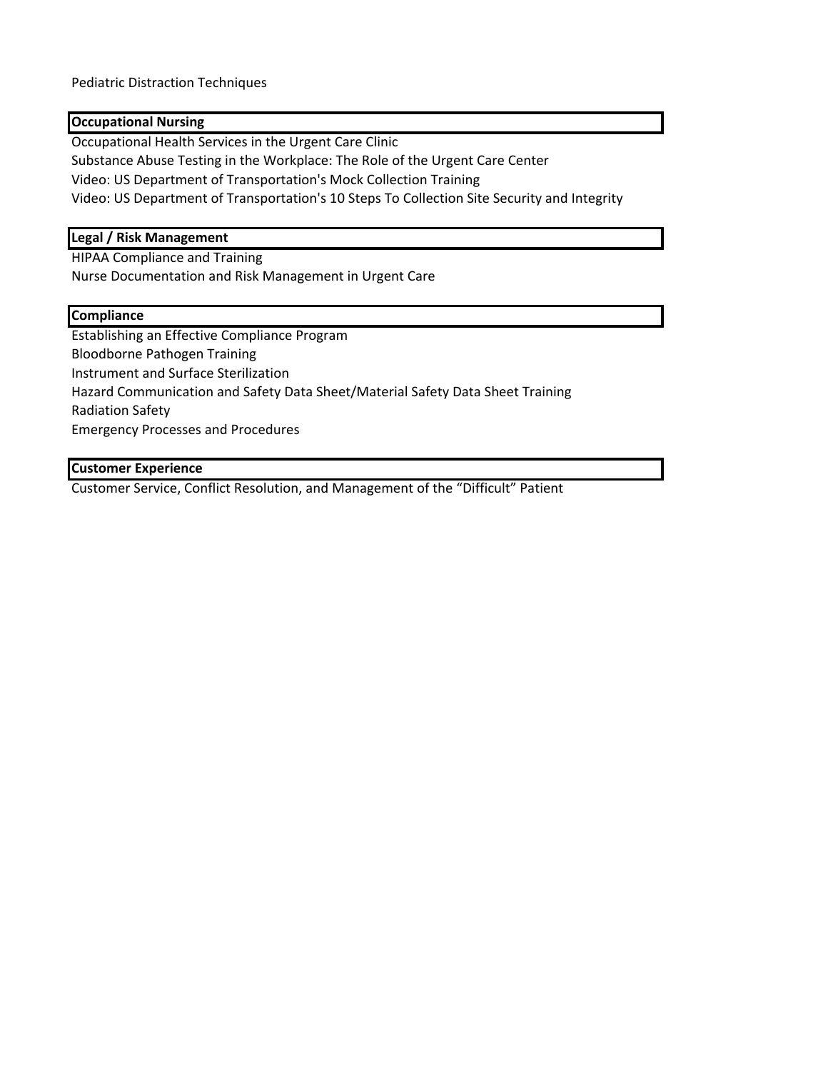Pediatric Distraction Techniques

## Occupational Nursing

Occupational Health Services in the Urgent Care Clinic
Substance Abuse Testing in the Workplace: The Role of the Urgent Care Center
Video: US Department of Transportation's Mock Collection Training
Video: US Department of Transportation's 10 Steps To Collection Site Security and Integrity

## Legal / Risk Management

HIPAA Compliance and Training
Nurse Documentation and Risk Management in Urgent Care

## Compliance

Establishing an Effective Compliance Program
Bloodborne Pathogen Training
Instrument and Surface Sterilization
Hazard Communication and Safety Data Sheet/Material Safety Data Sheet Training
Radiation Safety
Emergency Processes and Procedures

## Customer Experience

Customer Service, Conflict Resolution, and Management of the "Difficult" Patient